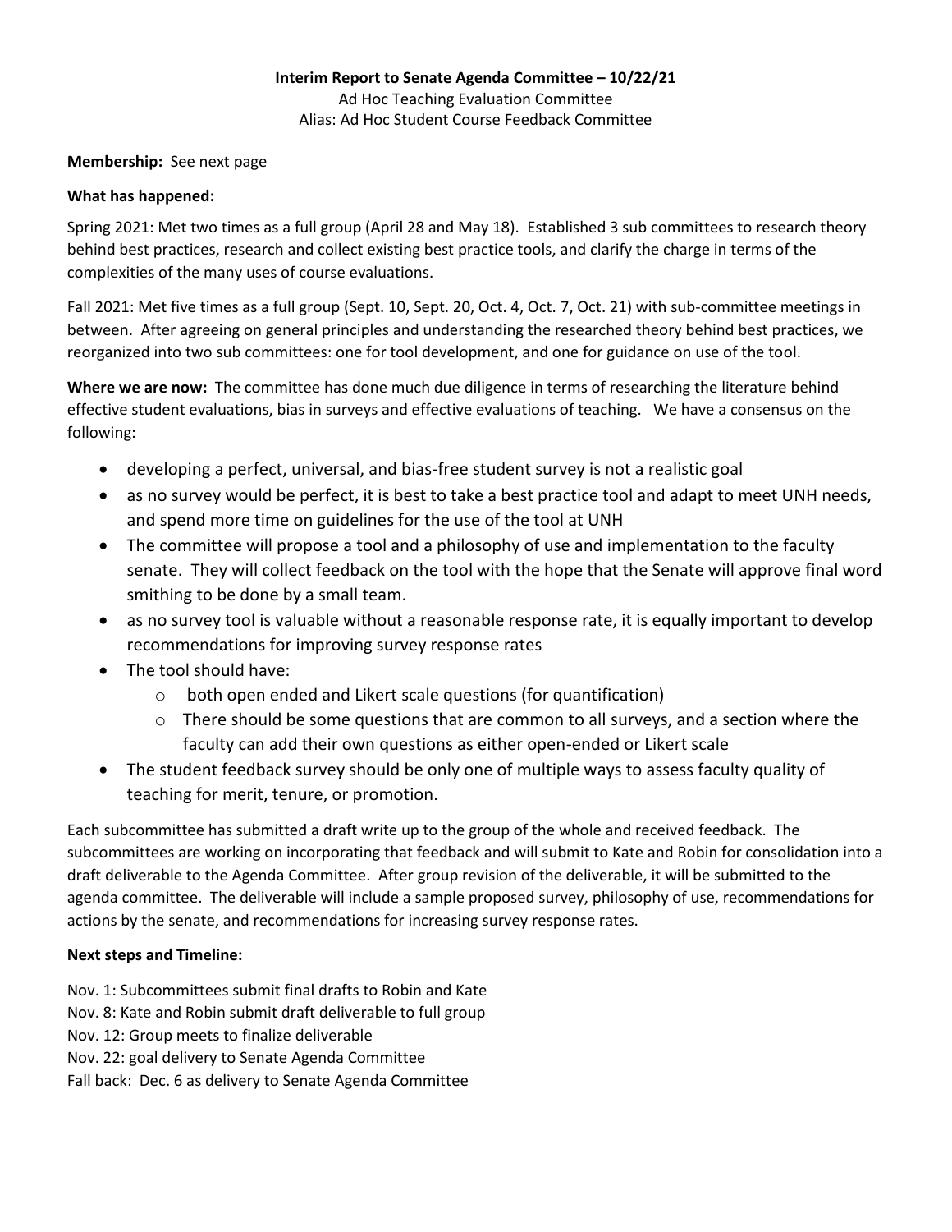**Interim Report to Senate Agenda Committee – 10/22/21**

Ad Hoc Teaching Evaluation Committee

Alias: Ad Hoc Student Course Feedback Committee

**Membership:** See next page

**What has happened:**

Spring 2021: Met two times as a full group (April 28 and May 18). Established 3 sub committees to research theory behind best practices, research and collect existing best practice tools, and clarify the charge in terms of the complexities of the many uses of course evaluations.

Fall 2021: Met five times as a full group (Sept. 10, Sept. 20, Oct. 4, Oct. 7, Oct. 21) with sub-committee meetings in between. After agreeing on general principles and understanding the researched theory behind best practices, we reorganized into two sub committees: one for tool development, and one for guidance on use of the tool.

**Where we are now:** The committee has done much due diligence in terms of researching the literature behind effective student evaluations, bias in surveys and effective evaluations of teaching. We have a consensus on the following:

- developing a perfect, universal, and bias-free student survey is not a realistic goal
- as no survey would be perfect, it is best to take a best practice tool and adapt to meet UNH needs, and spend more time on guidelines for the use of the tool at UNH
- The committee will propose a tool and a philosophy of use and implementation to the faculty senate. They will collect feedback on the tool with the hope that the Senate will approve final word smithing to be done by a small team.
- as no survey tool is valuable without a reasonable response rate, it is equally important to develop recommendations for improving survey response rates
- The tool should have:
  - both open ended and Likert scale questions (for quantification)
  - There should be some questions that are common to all surveys, and a section where the faculty can add their own questions as either open-ended or Likert scale
- The student feedback survey should be only one of multiple ways to assess faculty quality of teaching for merit, tenure, or promotion.

Each subcommittee has submitted a draft write up to the group of the whole and received feedback. The subcommittees are working on incorporating that feedback and will submit to Kate and Robin for consolidation into a draft deliverable to the Agenda Committee. After group revision of the deliverable, it will be submitted to the agenda committee. The deliverable will include a sample proposed survey, philosophy of use, recommendations for actions by the senate, and recommendations for increasing survey response rates.

**Next steps and Timeline:**

Nov. 1: Subcommittees submit final drafts to Robin and Kate
Nov. 8: Kate and Robin submit draft deliverable to full group
Nov. 12: Group meets to finalize deliverable
Nov. 22: goal delivery to Senate Agenda Committee
Fall back: Dec. 6 as delivery to Senate Agenda Committee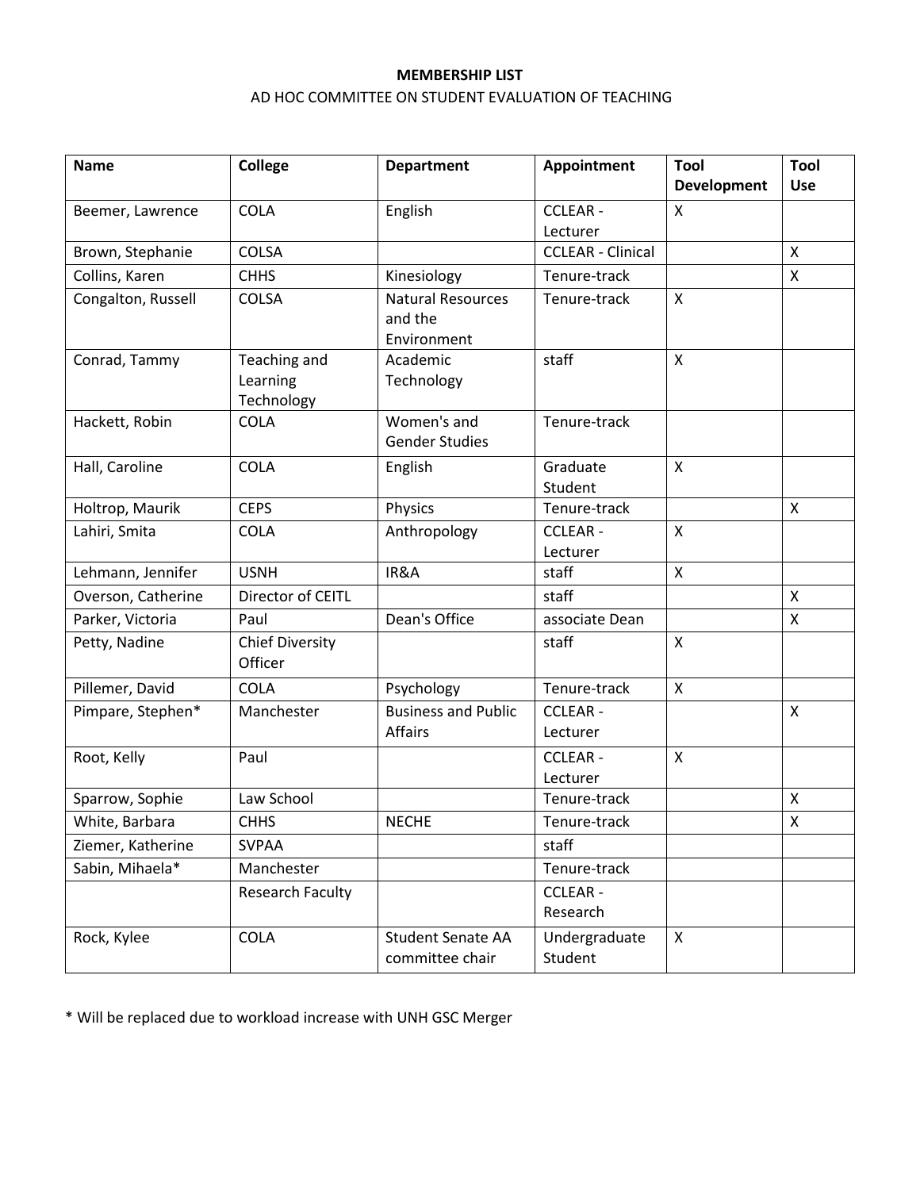**MEMBERSHIP LIST**

AD HOC COMMITTEE ON STUDENT EVALUATION OF TEACHING

| Name | College | Department | Appointment | Tool Development | Tool Use |
|---|---|---|---|---|---|
| Beemer, Lawrence | COLA | English | CCLEAR - Lecturer | X | |
| Brown, Stephanie | COLSA | | CCLEAR - Clinical | | X |
| Collins, Karen | CHHS | Kinesiology | Tenure-track | | X |
| Congalton, Russell | COLSA | Natural Resources and the Environment | Tenure-track | X | |
| Conrad, Tammy | Teaching and Learning Technology | Academic Technology | staff | X | |
| Hackett, Robin | COLA | Women's and Gender Studies | Tenure-track | | |
| Hall, Caroline | COLA | English | Graduate Student | X | |
| Holtrop, Maurik | CEPS | Physics | Tenure-track | | X |
| Lahiri, Smita | COLA | Anthropology | CCLEAR - Lecturer | X | |
| Lehmann, Jennifer | USNH | IR&A | staff | X | |
| Overson, Catherine | Director of CEITL | | staff | | X |
| Parker, Victoria | Paul | Dean's Office | associate Dean | | X |
| Petty, Nadine | Chief Diversity Officer | | staff | X | |
| Pillemer, David | COLA | Psychology | Tenure-track | X | |
| Pimpare, Stephen* | Manchester | Business and Public Affairs | CCLEAR - Lecturer | | X |
| Root, Kelly | Paul | | CCLEAR - Lecturer | X | |
| Sparrow, Sophie | Law School | | Tenure-track | | X |
| White, Barbara | CHHS | NECHE | Tenure-track | | X |
| Ziemer, Katherine | SVPAA | | staff | | |
| Sabin, Mihaela* | Manchester | | Tenure-track | | |
| | Research Faculty | | CCLEAR - Research | | |
| Rock, Kylee | COLA | Student Senate AA committee chair | Undergraduate Student | X | |

* Will be replaced due to workload increase with UNH GSC Merger